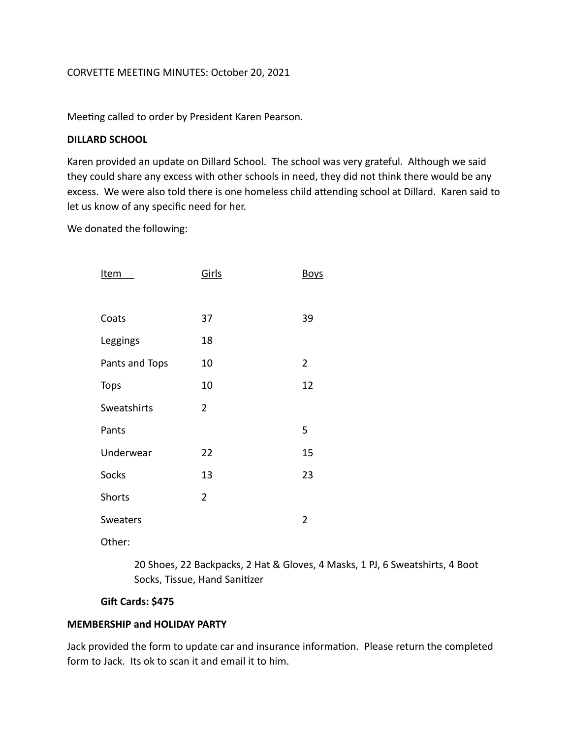CORVETTE MEETING MINUTES: October 20, 2021

Meeting called to order by President Karen Pearson.

**DILLARD SCHOOL**

Karen provided an update on Dillard School. The school was very grateful. Although we said they could share any excess with other schools in need, they did not think there would be any excess. We were also told there is one homeless child attending school at Dillard. Karen said to let us know of any specific need for her.

We donated the following:

| Item | Girls | Boys |
|---|---|---|
| Coats | 37 | 39 |
| Leggings | 18 | |
| Pants and Tops | 10 | 2 |
| Tops | 10 | 12 |
| Sweatshirts | 2 | |
| Pants | | 5 |
| Underwear | 22 | 15 |
| Socks | 13 | 23 |
| Shorts | 2 | |
| Sweaters | | 2 |

Other:

20 Shoes, 22 Backpacks, 2 Hat & Gloves, 4 Masks, 1 PJ, 6 Sweatshirts, 4 Boot Socks, Tissue, Hand Sanitizer

**Gift Cards: $475**

**MEMBERSHIP and HOLIDAY PARTY**

Jack provided the form to update car and insurance information. Please return the completed form to Jack. Its ok to scan it and email it to him.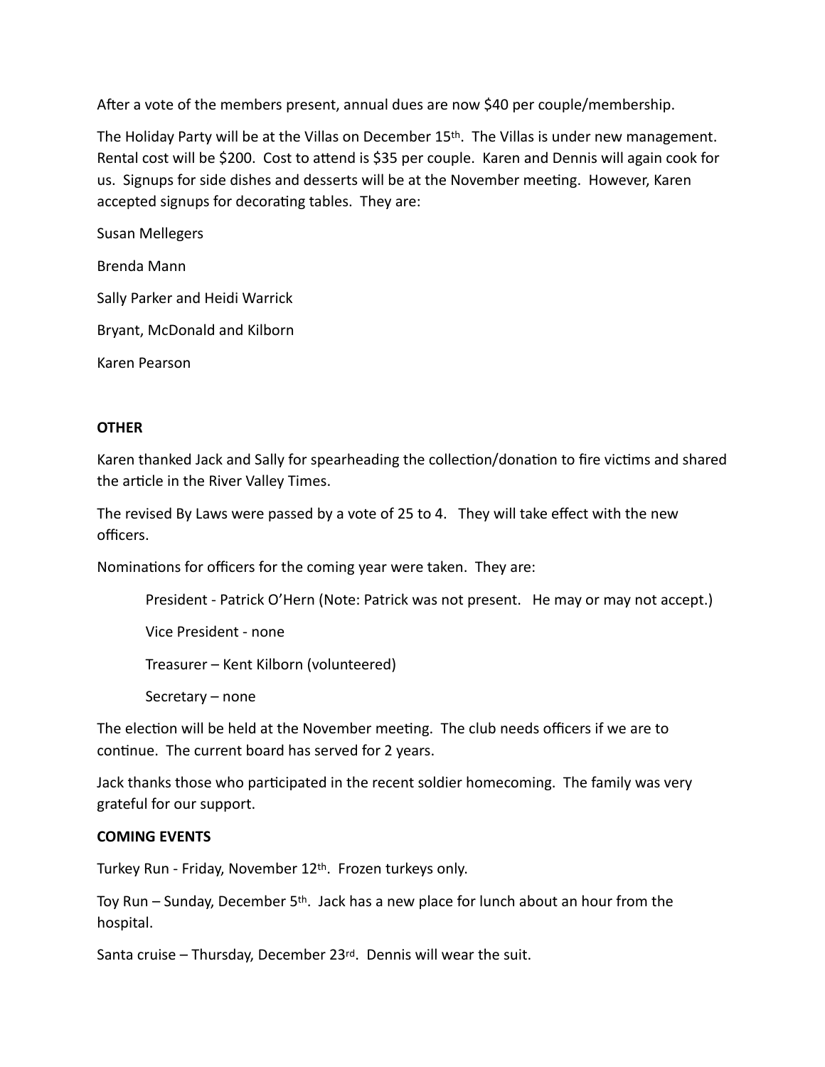After a vote of the members present, annual dues are now $40 per couple/membership.

The Holiday Party will be at the Villas on December 15th. The Villas is under new management. Rental cost will be $200. Cost to attend is $35 per couple. Karen and Dennis will again cook for us. Signups for side dishes and desserts will be at the November meeting. However, Karen accepted signups for decorating tables. They are:

Susan Mellegers

Brenda Mann

Sally Parker and Heidi Warrick

Bryant, McDonald and Kilborn

Karen Pearson

**OTHER**

Karen thanked Jack and Sally for spearheading the collection/donation to fire victims and shared the article in the River Valley Times.

The revised By Laws were passed by a vote of 25 to 4. They will take effect with the new officers.

Nominations for officers for the coming year were taken. They are:

> President - Patrick O'Hern (Note: Patrick was not present. He may or may not accept.)
>
> Vice President - none
>
> Treasurer – Kent Kilborn (volunteered)
>
> Secretary – none

The election will be held at the November meeting. The club needs officers if we are to continue. The current board has served for 2 years.

Jack thanks those who participated in the recent soldier homecoming. The family was very grateful for our support.

**COMING EVENTS**

Turkey Run - Friday, November 12th. Frozen turkeys only.

Toy Run – Sunday, December 5th. Jack has a new place for lunch about an hour from the hospital.

Santa cruise – Thursday, December 23rd. Dennis will wear the suit.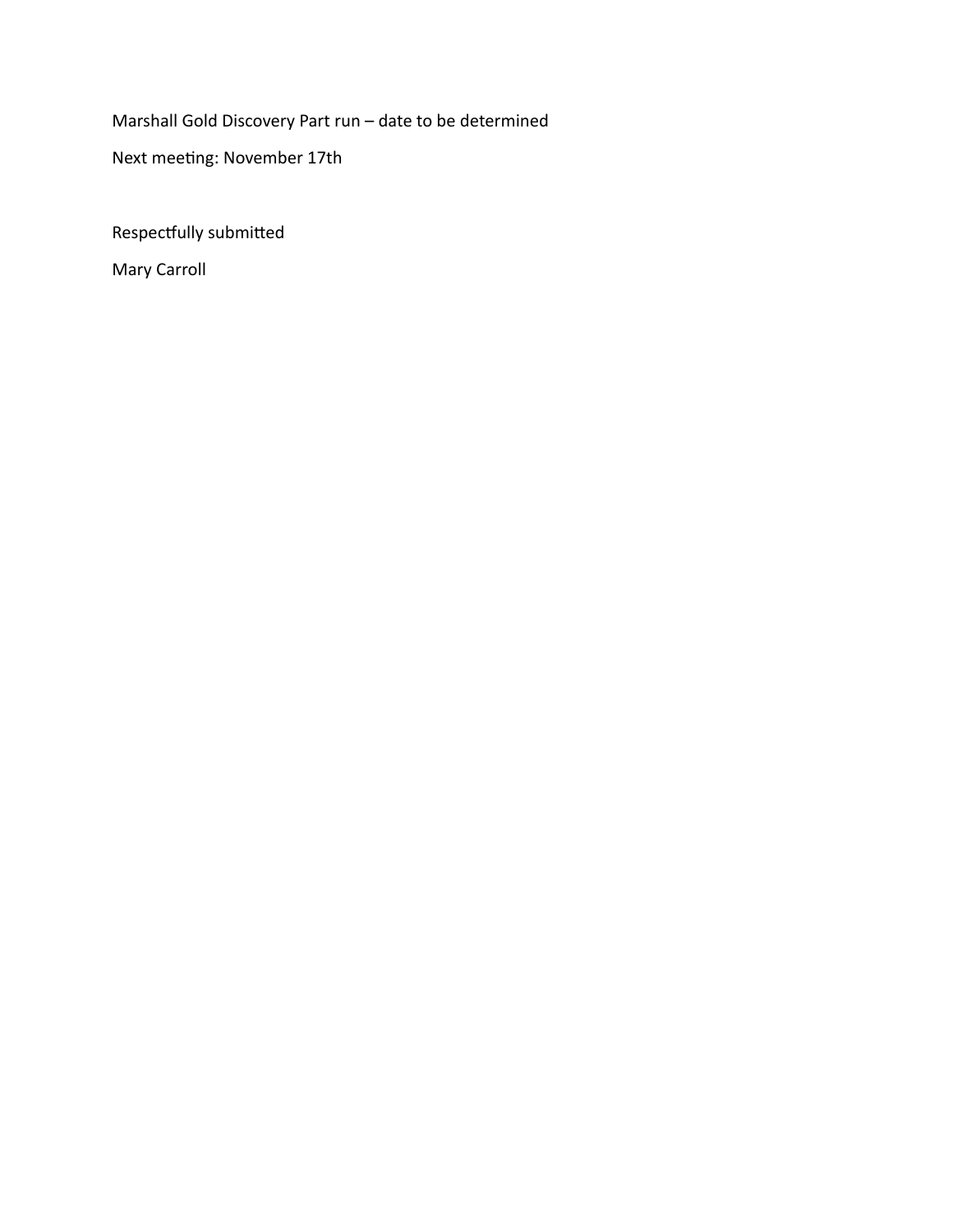Marshall Gold Discovery Part run – date to be determined

Next meeting: November 17th

Respectfully submitted

Mary Carroll